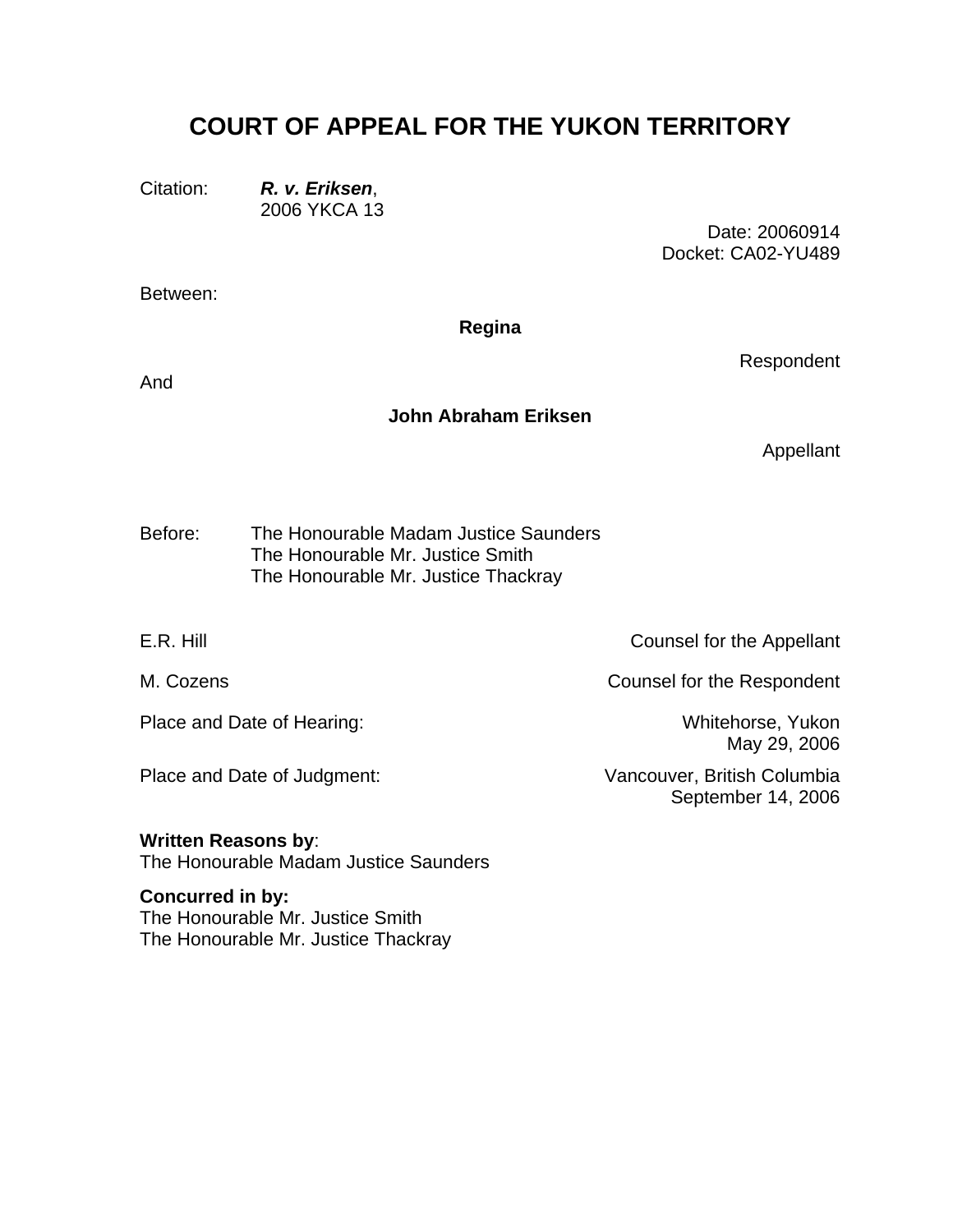# COURT OF APPEAL FOR THE YUKON TERRITORY

Citation: ***R. v. Eriksen***,
2006 YKCA 13

Date: 20060914
Docket: CA02-YU489

Between:

**Regina**

Respondent

And

**John Abraham Eriksen**

Appellant

Before: The Honourable Madam Justice Saunders
The Honourable Mr. Justice Smith
The Honourable Mr. Justice Thackray

| | |
|---|---|
| E.R. Hill | Counsel for the Appellant |
| M. Cozens | Counsel for the Respondent |
| Place and Date of Hearing: | Whitehorse, Yukon<br>May 29, 2006 |
| Place and Date of Judgment: | Vancouver, British Columbia<br>September 14, 2006 |

**Written Reasons by**:
The Honourable Madam Justice Saunders

**Concurred in by:**
The Honourable Mr. Justice Smith
The Honourable Mr. Justice Thackray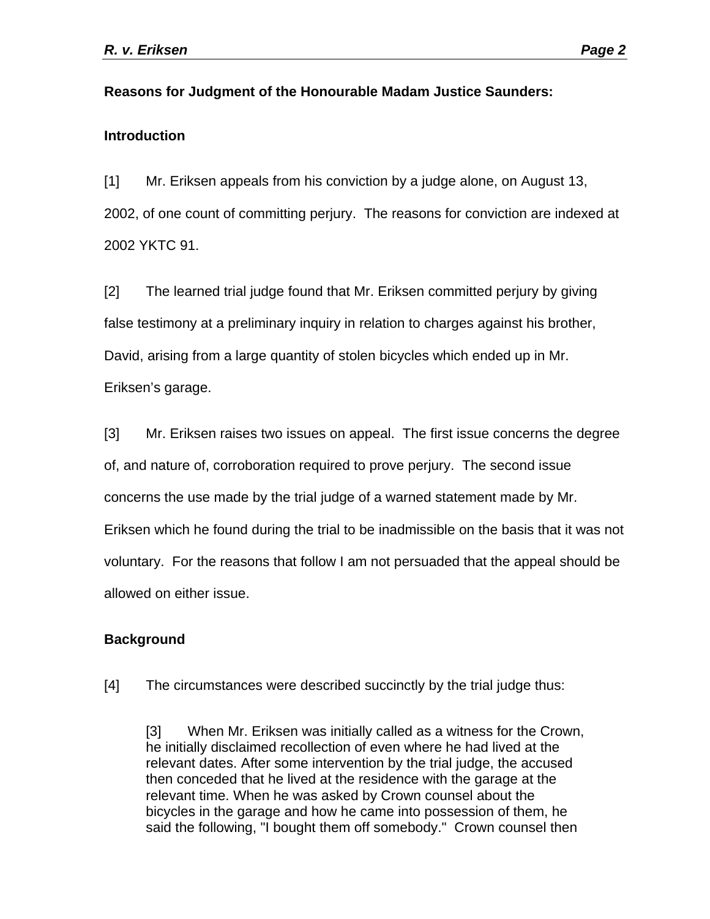**Reasons for Judgment of the Honourable Madam Justice Saunders:**

**Introduction**

[1] Mr. Eriksen appeals from his conviction by a judge alone, on August 13, 2002, of one count of committing perjury. The reasons for conviction are indexed at 2002 YKTC 91.

[2] The learned trial judge found that Mr. Eriksen committed perjury by giving false testimony at a preliminary inquiry in relation to charges against his brother, David, arising from a large quantity of stolen bicycles which ended up in Mr. Eriksen's garage.

[3] Mr. Eriksen raises two issues on appeal. The first issue concerns the degree of, and nature of, corroboration required to prove perjury. The second issue concerns the use made by the trial judge of a warned statement made by Mr. Eriksen which he found during the trial to be inadmissible on the basis that it was not voluntary. For the reasons that follow I am not persuaded that the appeal should be allowed on either issue.

**Background**

[4] The circumstances were described succinctly by the trial judge thus:

> [3] When Mr. Eriksen was initially called as a witness for the Crown, he initially disclaimed recollection of even where he had lived at the relevant dates. After some intervention by the trial judge, the accused then conceded that he lived at the residence with the garage at the relevant time. When he was asked by Crown counsel about the bicycles in the garage and how he came into possession of them, he said the following, "I bought them off somebody." Crown counsel then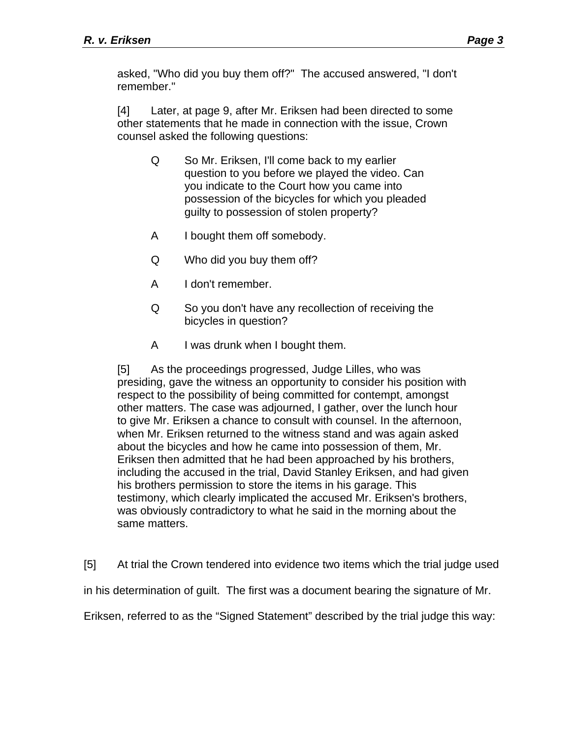> asked, "Who did you buy them off?" The accused answered, "I don't remember."
>
> [4] Later, at page 9, after Mr. Eriksen had been directed to some other statements that he made in connection with the issue, Crown counsel asked the following questions:
>
> > Q So Mr. Eriksen, I'll come back to my earlier question to you before we played the video. Can you indicate to the Court how you came into possession of the bicycles for which you pleaded guilty to possession of stolen property?
> >
> > A I bought them off somebody.
> >
> > Q Who did you buy them off?
> >
> > A I don't remember.
> >
> > Q So you don't have any recollection of receiving the bicycles in question?
> >
> > A I was drunk when I bought them.
>
> [5] As the proceedings progressed, Judge Lilles, who was presiding, gave the witness an opportunity to consider his position with respect to the possibility of being committed for contempt, amongst other matters. The case was adjourned, I gather, over the lunch hour to give Mr. Eriksen a chance to consult with counsel. In the afternoon, when Mr. Eriksen returned to the witness stand and was again asked about the bicycles and how he came into possession of them, Mr. Eriksen then admitted that he had been approached by his brothers, including the accused in the trial, David Stanley Eriksen, and had given his brothers permission to store the items in his garage. This testimony, which clearly implicated the accused Mr. Eriksen's brothers, was obviously contradictory to what he said in the morning about the same matters.

[5] At trial the Crown tendered into evidence two items which the trial judge used in his determination of guilt. The first was a document bearing the signature of Mr. Eriksen, referred to as the “Signed Statement” described by the trial judge this way: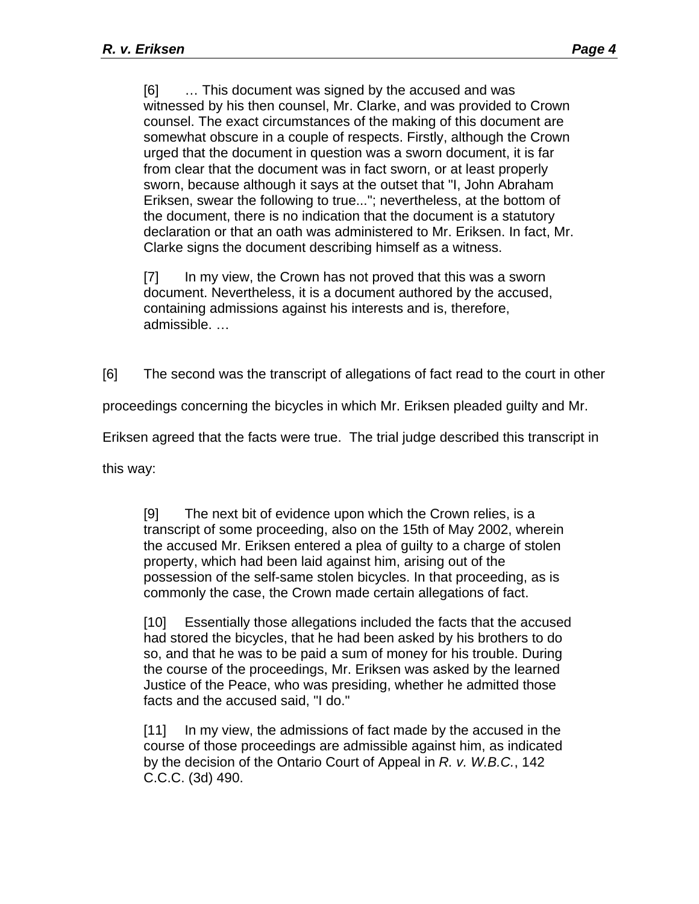> [6] … This document was signed by the accused and was witnessed by his then counsel, Mr. Clarke, and was provided to Crown counsel. The exact circumstances of the making of this document are somewhat obscure in a couple of respects. Firstly, although the Crown urged that the document in question was a sworn document, it is far from clear that the document was in fact sworn, or at least properly sworn, because although it says at the outset that "I, John Abraham Eriksen, swear the following to true..."; nevertheless, at the bottom of the document, there is no indication that the document is a statutory declaration or that an oath was administered to Mr. Eriksen. In fact, Mr. Clarke signs the document describing himself as a witness.
>
> [7] In my view, the Crown has not proved that this was a sworn document. Nevertheless, it is a document authored by the accused, containing admissions against his interests and is, therefore, admissible. …

[6] The second was the transcript of allegations of fact read to the court in other proceedings concerning the bicycles in which Mr. Eriksen pleaded guilty and Mr. Eriksen agreed that the facts were true. The trial judge described this transcript in this way:

> [9] The next bit of evidence upon which the Crown relies, is a transcript of some proceeding, also on the 15th of May 2002, wherein the accused Mr. Eriksen entered a plea of guilty to a charge of stolen property, which had been laid against him, arising out of the possession of the self-same stolen bicycles. In that proceeding, as is commonly the case, the Crown made certain allegations of fact.
>
> [10] Essentially those allegations included the facts that the accused had stored the bicycles, that he had been asked by his brothers to do so, and that he was to be paid a sum of money for his trouble. During the course of the proceedings, Mr. Eriksen was asked by the learned Justice of the Peace, who was presiding, whether he admitted those facts and the accused said, "I do."
>
> [11] In my view, the admissions of fact made by the accused in the course of those proceedings are admissible against him, as indicated by the decision of the Ontario Court of Appeal in *R. v. W.B.C.*, 142 C.C.C. (3d) 490.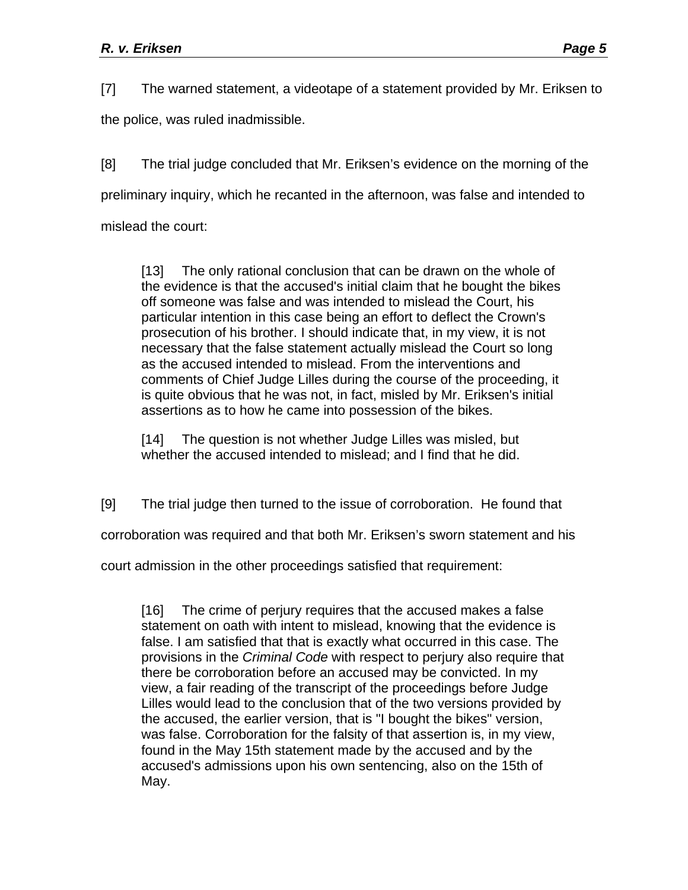[7] The warned statement, a videotape of a statement provided by Mr. Eriksen to the police, was ruled inadmissible.

[8] The trial judge concluded that Mr. Eriksen's evidence on the morning of the preliminary inquiry, which he recanted in the afternoon, was false and intended to mislead the court:

> [13] The only rational conclusion that can be drawn on the whole of the evidence is that the accused's initial claim that he bought the bikes off someone was false and was intended to mislead the Court, his particular intention in this case being an effort to deflect the Crown's prosecution of his brother. I should indicate that, in my view, it is not necessary that the false statement actually mislead the Court so long as the accused intended to mislead. From the interventions and comments of Chief Judge Lilles during the course of the proceeding, it is quite obvious that he was not, in fact, misled by Mr. Eriksen's initial assertions as to how he came into possession of the bikes.
>
> [14] The question is not whether Judge Lilles was misled, but whether the accused intended to mislead; and I find that he did.

[9] The trial judge then turned to the issue of corroboration. He found that corroboration was required and that both Mr. Eriksen's sworn statement and his court admission in the other proceedings satisfied that requirement:

> [16] The crime of perjury requires that the accused makes a false statement on oath with intent to mislead, knowing that the evidence is false. I am satisfied that that is exactly what occurred in this case. The provisions in the *Criminal Code* with respect to perjury also require that there be corroboration before an accused may be convicted. In my view, a fair reading of the transcript of the proceedings before Judge Lilles would lead to the conclusion that of the two versions provided by the accused, the earlier version, that is "I bought the bikes" version, was false. Corroboration for the falsity of that assertion is, in my view, found in the May 15th statement made by the accused and by the accused's admissions upon his own sentencing, also on the 15th of May.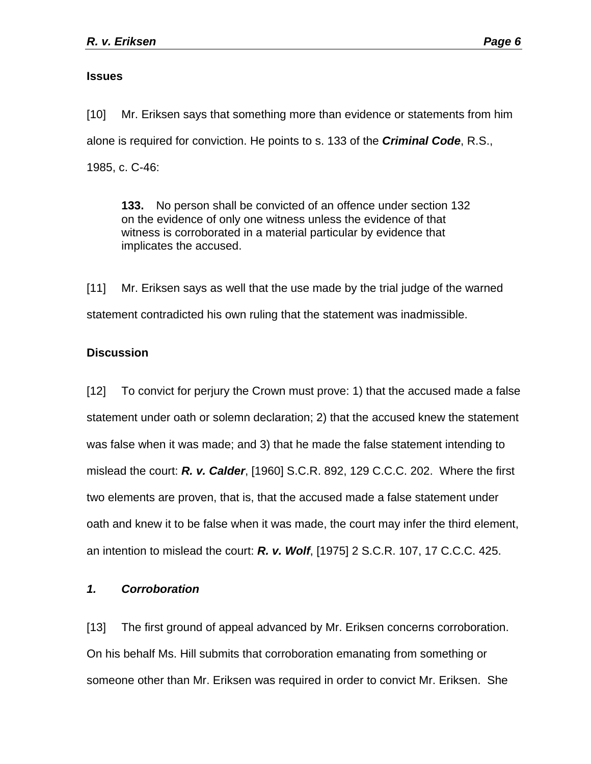**Issues**

[10] Mr. Eriksen says that something more than evidence or statements from him alone is required for conviction. He points to s. 133 of the ***Criminal Code***, R.S., 1985, c. C-46:

> **133.** No person shall be convicted of an offence under section 132 on the evidence of only one witness unless the evidence of that witness is corroborated in a material particular by evidence that implicates the accused.

[11] Mr. Eriksen says as well that the use made by the trial judge of the warned statement contradicted his own ruling that the statement was inadmissible.

**Discussion**

[12] To convict for perjury the Crown must prove: 1) that the accused made a false statement under oath or solemn declaration; 2) that the accused knew the statement was false when it was made; and 3) that he made the false statement intending to mislead the court: ***R. v. Calder***, [1960] S.C.R. 892, 129 C.C.C. 202. Where the first two elements are proven, that is, that the accused made a false statement under oath and knew it to be false when it was made, the court may infer the third element, an intention to mislead the court: ***R. v. Wolf***, [1975] 2 S.C.R. 107, 17 C.C.C. 425.

***1. Corroboration***

[13] The first ground of appeal advanced by Mr. Eriksen concerns corroboration. On his behalf Ms. Hill submits that corroboration emanating from something or someone other than Mr. Eriksen was required in order to convict Mr. Eriksen. She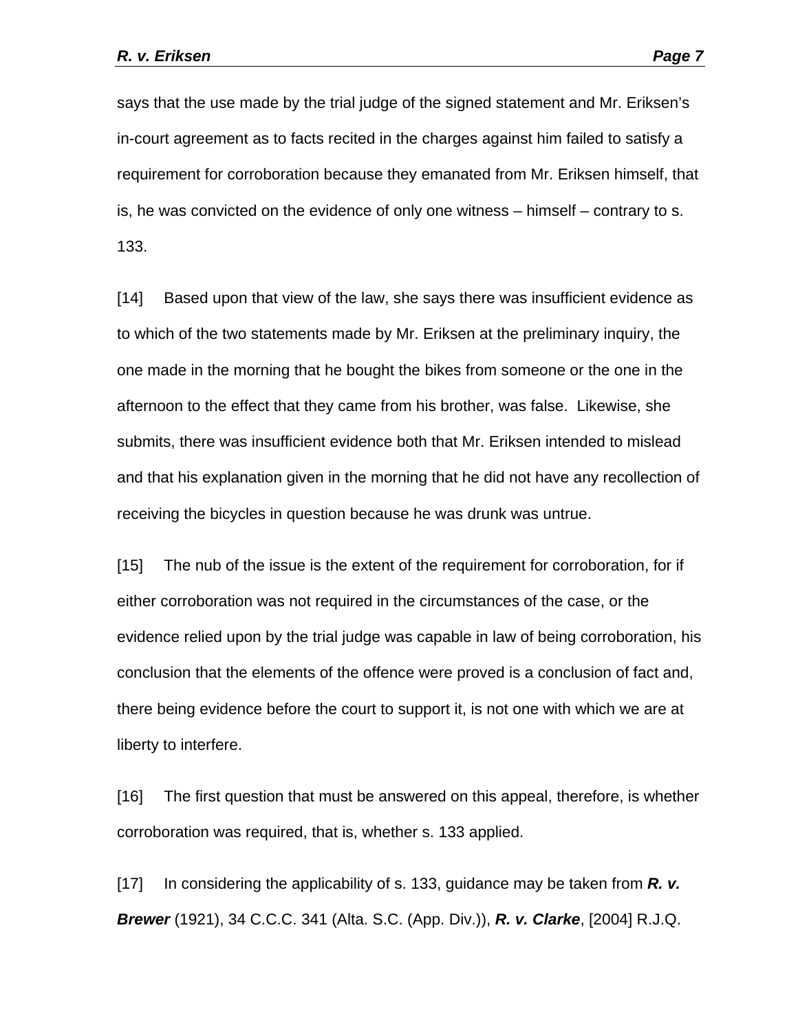says that the use made by the trial judge of the signed statement and Mr. Eriksen's in-court agreement as to facts recited in the charges against him failed to satisfy a requirement for corroboration because they emanated from Mr. Eriksen himself, that is, he was convicted on the evidence of only one witness – himself – contrary to s. 133.

[14] Based upon that view of the law, she says there was insufficient evidence as to which of the two statements made by Mr. Eriksen at the preliminary inquiry, the one made in the morning that he bought the bikes from someone or the one in the afternoon to the effect that they came from his brother, was false. Likewise, she submits, there was insufficient evidence both that Mr. Eriksen intended to mislead and that his explanation given in the morning that he did not have any recollection of receiving the bicycles in question because he was drunk was untrue.

[15] The nub of the issue is the extent of the requirement for corroboration, for if either corroboration was not required in the circumstances of the case, or the evidence relied upon by the trial judge was capable in law of being corroboration, his conclusion that the elements of the offence were proved is a conclusion of fact and, there being evidence before the court to support it, is not one with which we are at liberty to interfere.

[16] The first question that must be answered on this appeal, therefore, is whether corroboration was required, that is, whether s. 133 applied.

[17] In considering the applicability of s. 133, guidance may be taken from ***R. v. Brewer*** (1921), 34 C.C.C. 341 (Alta. S.C. (App. Div.)), ***R. v. Clarke***, [2004] R.J.Q.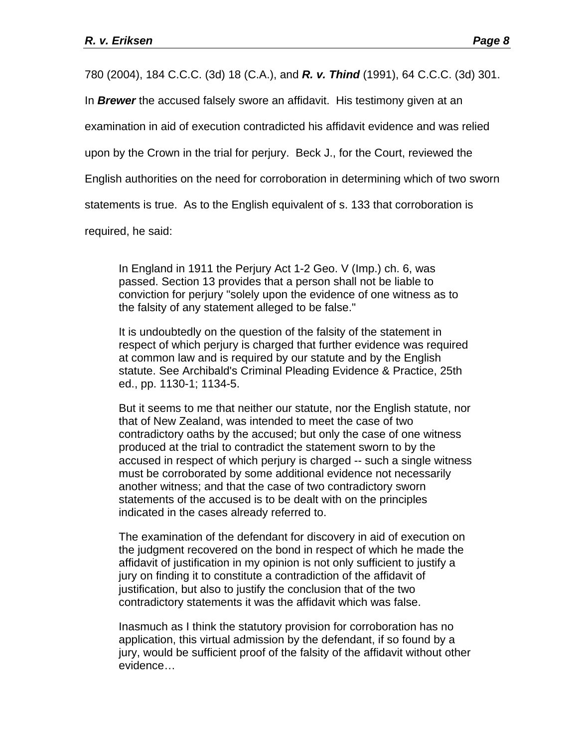780 (2004), 184 C.C.C. (3d) 18 (C.A.), and ***R. v. Thind*** (1991), 64 C.C.C. (3d) 301. In ***Brewer*** the accused falsely swore an affidavit. His testimony given at an examination in aid of execution contradicted his affidavit evidence and was relied upon by the Crown in the trial for perjury. Beck J., for the Court, reviewed the English authorities on the need for corroboration in determining which of two sworn statements is true. As to the English equivalent of s. 133 that corroboration is required, he said:

> In England in 1911 the Perjury Act 1-2 Geo. V (Imp.) ch. 6, was passed. Section 13 provides that a person shall not be liable to conviction for perjury "solely upon the evidence of one witness as to the falsity of any statement alleged to be false."
>
> It is undoubtedly on the question of the falsity of the statement in respect of which perjury is charged that further evidence was required at common law and is required by our statute and by the English statute. See Archibald's Criminal Pleading Evidence & Practice, 25th ed., pp. 1130-1; 1134-5.
>
> But it seems to me that neither our statute, nor the English statute, nor that of New Zealand, was intended to meet the case of two contradictory oaths by the accused; but only the case of one witness produced at the trial to contradict the statement sworn to by the accused in respect of which perjury is charged -- such a single witness must be corroborated by some additional evidence not necessarily another witness; and that the case of two contradictory sworn statements of the accused is to be dealt with on the principles indicated in the cases already referred to.
>
> The examination of the defendant for discovery in aid of execution on the judgment recovered on the bond in respect of which he made the affidavit of justification in my opinion is not only sufficient to justify a jury on finding it to constitute a contradiction of the affidavit of justification, but also to justify the conclusion that of the two contradictory statements it was the affidavit which was false.
>
> Inasmuch as I think the statutory provision for corroboration has no application, this virtual admission by the defendant, if so found by a jury, would be sufficient proof of the falsity of the affidavit without other evidence…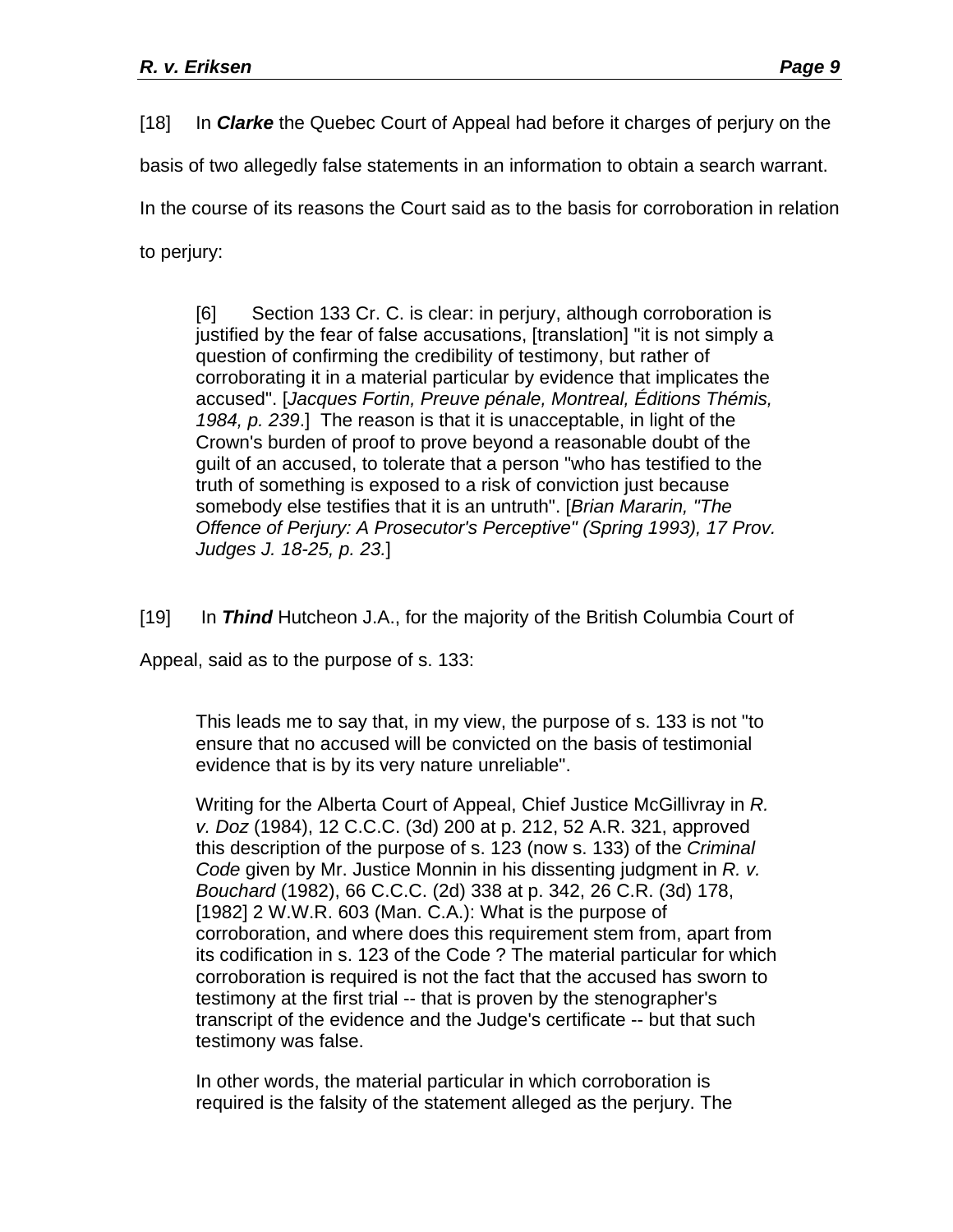[18] In ***Clarke*** the Quebec Court of Appeal had before it charges of perjury on the basis of two allegedly false statements in an information to obtain a search warrant. In the course of its reasons the Court said as to the basis for corroboration in relation to perjury:

> [6] Section 133 Cr. C. is clear: in perjury, although corroboration is justified by the fear of false accusations, [translation] "it is not simply a question of confirming the credibility of testimony, but rather of corroborating it in a material particular by evidence that implicates the accused". [*Jacques Fortin, Preuve pénale, Montreal, Éditions Thémis, 1984, p. 239*.] The reason is that it is unacceptable, in light of the Crown's burden of proof to prove beyond a reasonable doubt of the guilt of an accused, to tolerate that a person "who has testified to the truth of something is exposed to a risk of conviction just because somebody else testifies that it is an untruth". [*Brian Mararin, "The Offence of Perjury: A Prosecutor's Perceptive" (Spring 1993), 17 Prov. Judges J. 18-25, p. 23.*]

[19] In ***Thind*** Hutcheon J.A., for the majority of the British Columbia Court of Appeal, said as to the purpose of s. 133:

> This leads me to say that, in my view, the purpose of s. 133 is not "to ensure that no accused will be convicted on the basis of testimonial evidence that is by its very nature unreliable".
>
> Writing for the Alberta Court of Appeal, Chief Justice McGillivray in *R. v. Doz* (1984), 12 C.C.C. (3d) 200 at p. 212, 52 A.R. 321, approved this description of the purpose of s. 123 (now s. 133) of the *Criminal Code* given by Mr. Justice Monnin in his dissenting judgment in *R. v. Bouchard* (1982), 66 C.C.C. (2d) 338 at p. 342, 26 C.R. (3d) 178, [1982] 2 W.W.R. 603 (Man. C.A.): What is the purpose of corroboration, and where does this requirement stem from, apart from its codification in s. 123 of the Code ? The material particular for which corroboration is required is not the fact that the accused has sworn to testimony at the first trial -- that is proven by the stenographer's transcript of the evidence and the Judge's certificate -- but that such testimony was false.
>
> In other words, the material particular in which corroboration is required is the falsity of the statement alleged as the perjury. The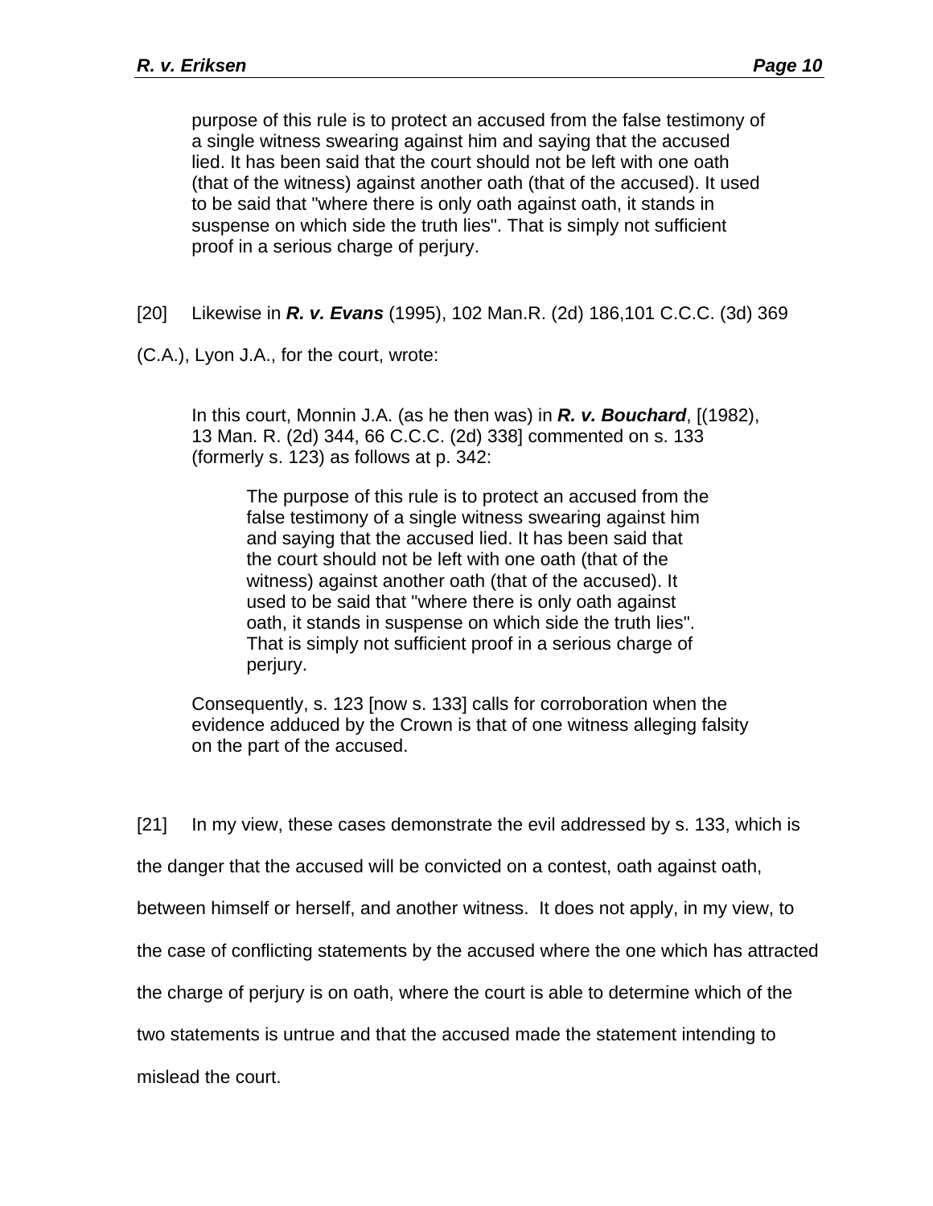> purpose of this rule is to protect an accused from the false testimony of a single witness swearing against him and saying that the accused lied. It has been said that the court should not be left with one oath (that of the witness) against another oath (that of the accused). It used to be said that "where there is only oath against oath, it stands in suspense on which side the truth lies". That is simply not sufficient proof in a serious charge of perjury.

[20] Likewise in ***R. v. Evans*** (1995), 102 Man.R. (2d) 186,101 C.C.C. (3d) 369 (C.A.), Lyon J.A., for the court, wrote:

> In this court, Monnin J.A. (as he then was) in ***R. v. Bouchard***, [(1982), 13 Man. R. (2d) 344, 66 C.C.C. (2d) 338] commented on s. 133 (formerly s. 123) as follows at p. 342:
>
> > The purpose of this rule is to protect an accused from the false testimony of a single witness swearing against him and saying that the accused lied. It has been said that the court should not be left with one oath (that of the witness) against another oath (that of the accused). It used to be said that "where there is only oath against oath, it stands in suspense on which side the truth lies". That is simply not sufficient proof in a serious charge of perjury.
>
> Consequently, s. 123 [now s. 133] calls for corroboration when the evidence adduced by the Crown is that of one witness alleging falsity on the part of the accused.

[21] In my view, these cases demonstrate the evil addressed by s. 133, which is the danger that the accused will be convicted on a contest, oath against oath, between himself or herself, and another witness. It does not apply, in my view, to the case of conflicting statements by the accused where the one which has attracted the charge of perjury is on oath, where the court is able to determine which of the two statements is untrue and that the accused made the statement intending to mislead the court.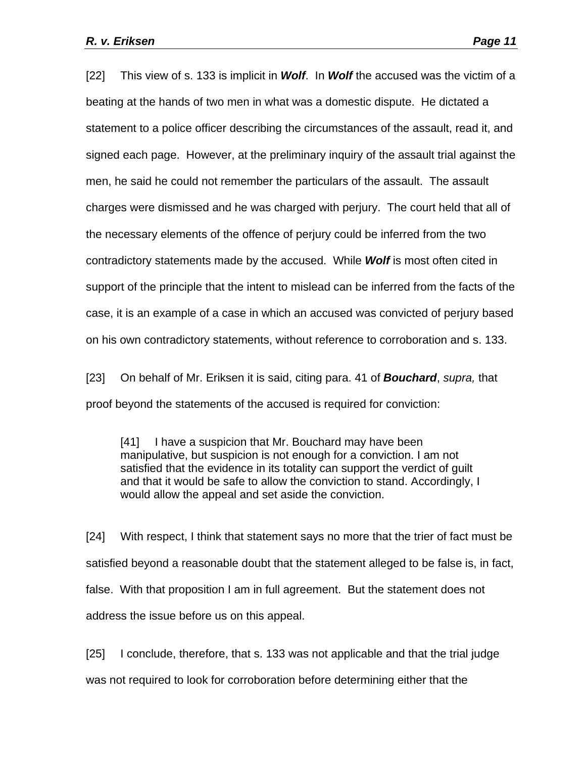[22] This view of s. 133 is implicit in ***Wolf***. In ***Wolf*** the accused was the victim of a beating at the hands of two men in what was a domestic dispute. He dictated a statement to a police officer describing the circumstances of the assault, read it, and signed each page. However, at the preliminary inquiry of the assault trial against the men, he said he could not remember the particulars of the assault. The assault charges were dismissed and he was charged with perjury. The court held that all of the necessary elements of the offence of perjury could be inferred from the two contradictory statements made by the accused. While ***Wolf*** is most often cited in support of the principle that the intent to mislead can be inferred from the facts of the case, it is an example of a case in which an accused was convicted of perjury based on his own contradictory statements, without reference to corroboration and s. 133.

[23] On behalf of Mr. Eriksen it is said, citing para. 41 of ***Bouchard***, *supra,* that proof beyond the statements of the accused is required for conviction:

> [41] I have a suspicion that Mr. Bouchard may have been manipulative, but suspicion is not enough for a conviction. I am not satisfied that the evidence in its totality can support the verdict of guilt and that it would be safe to allow the conviction to stand. Accordingly, I would allow the appeal and set aside the conviction.

[24] With respect, I think that statement says no more that the trier of fact must be satisfied beyond a reasonable doubt that the statement alleged to be false is, in fact, false. With that proposition I am in full agreement. But the statement does not address the issue before us on this appeal.

[25] I conclude, therefore, that s. 133 was not applicable and that the trial judge was not required to look for corroboration before determining either that the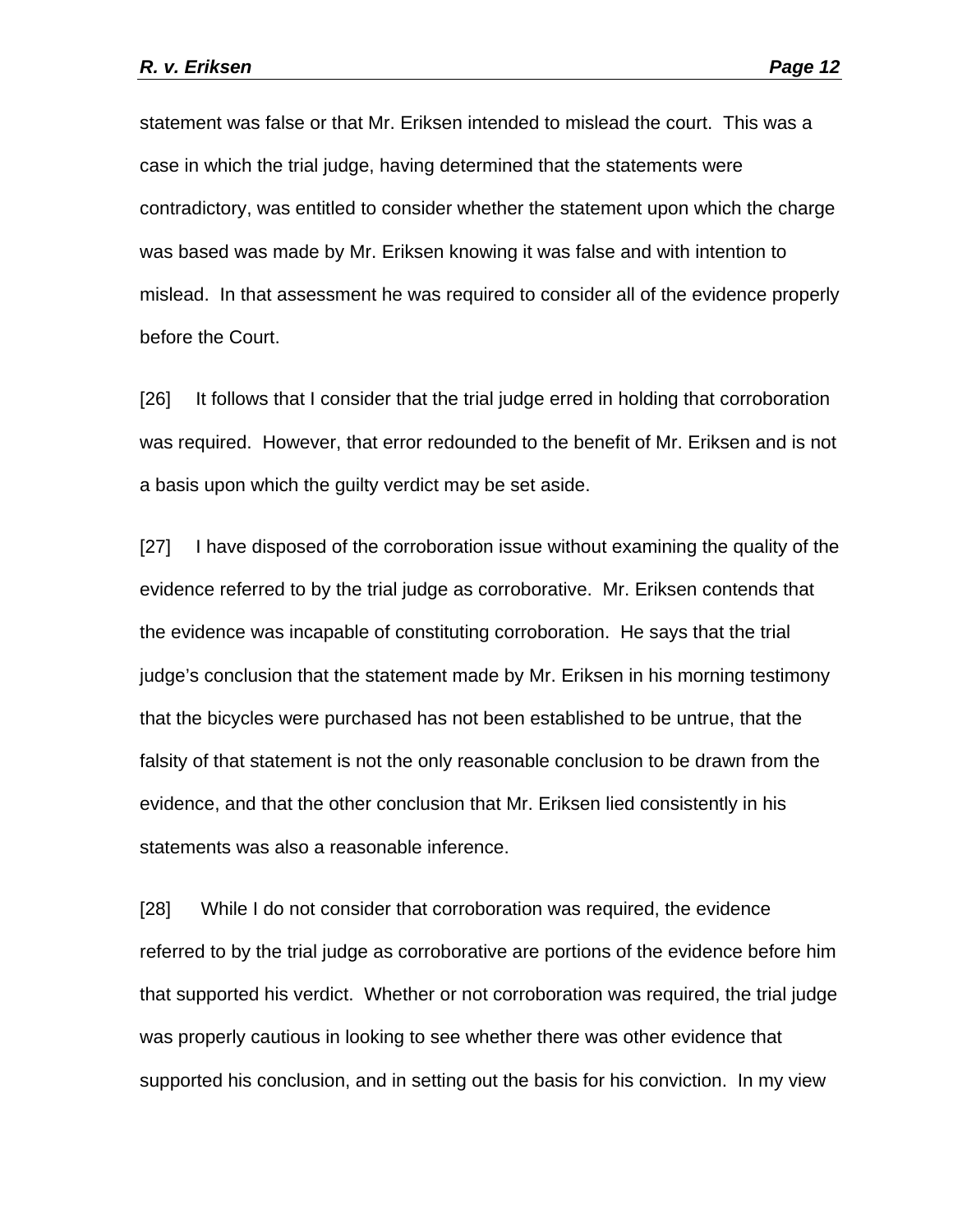statement was false or that Mr. Eriksen intended to mislead the court. This was a case in which the trial judge, having determined that the statements were contradictory, was entitled to consider whether the statement upon which the charge was based was made by Mr. Eriksen knowing it was false and with intention to mislead. In that assessment he was required to consider all of the evidence properly before the Court.

[26] It follows that I consider that the trial judge erred in holding that corroboration was required. However, that error redounded to the benefit of Mr. Eriksen and is not a basis upon which the guilty verdict may be set aside.

[27] I have disposed of the corroboration issue without examining the quality of the evidence referred to by the trial judge as corroborative. Mr. Eriksen contends that the evidence was incapable of constituting corroboration. He says that the trial judge's conclusion that the statement made by Mr. Eriksen in his morning testimony that the bicycles were purchased has not been established to be untrue, that the falsity of that statement is not the only reasonable conclusion to be drawn from the evidence, and that the other conclusion that Mr. Eriksen lied consistently in his statements was also a reasonable inference.

[28] While I do not consider that corroboration was required, the evidence referred to by the trial judge as corroborative are portions of the evidence before him that supported his verdict. Whether or not corroboration was required, the trial judge was properly cautious in looking to see whether there was other evidence that supported his conclusion, and in setting out the basis for his conviction. In my view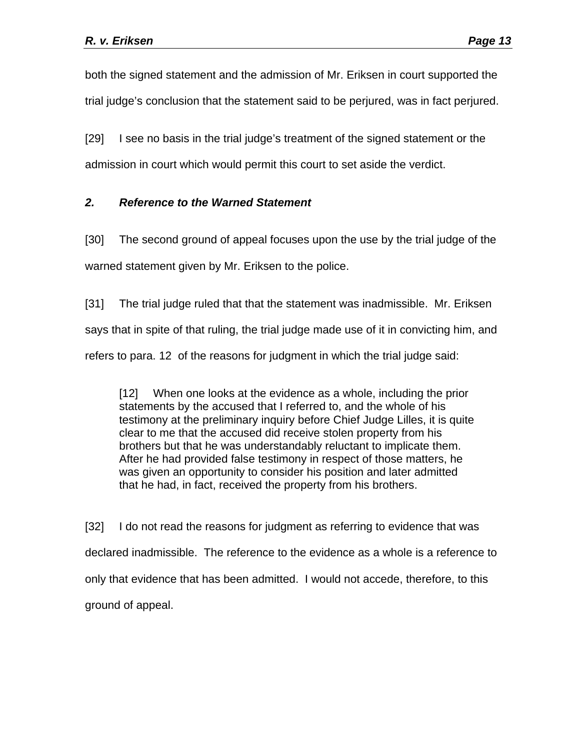both the signed statement and the admission of Mr. Eriksen in court supported the trial judge's conclusion that the statement said to be perjured, was in fact perjured.

[29] I see no basis in the trial judge's treatment of the signed statement or the admission in court which would permit this court to set aside the verdict.

### *2. Reference to the Warned Statement*

[30] The second ground of appeal focuses upon the use by the trial judge of the warned statement given by Mr. Eriksen to the police.

[31] The trial judge ruled that that the statement was inadmissible. Mr. Eriksen says that in spite of that ruling, the trial judge made use of it in convicting him, and refers to para. 12 of the reasons for judgment in which the trial judge said:

> [12] When one looks at the evidence as a whole, including the prior statements by the accused that I referred to, and the whole of his testimony at the preliminary inquiry before Chief Judge Lilles, it is quite clear to me that the accused did receive stolen property from his brothers but that he was understandably reluctant to implicate them. After he had provided false testimony in respect of those matters, he was given an opportunity to consider his position and later admitted that he had, in fact, received the property from his brothers.

[32] I do not read the reasons for judgment as referring to evidence that was declared inadmissible. The reference to the evidence as a whole is a reference to only that evidence that has been admitted. I would not accede, therefore, to this ground of appeal.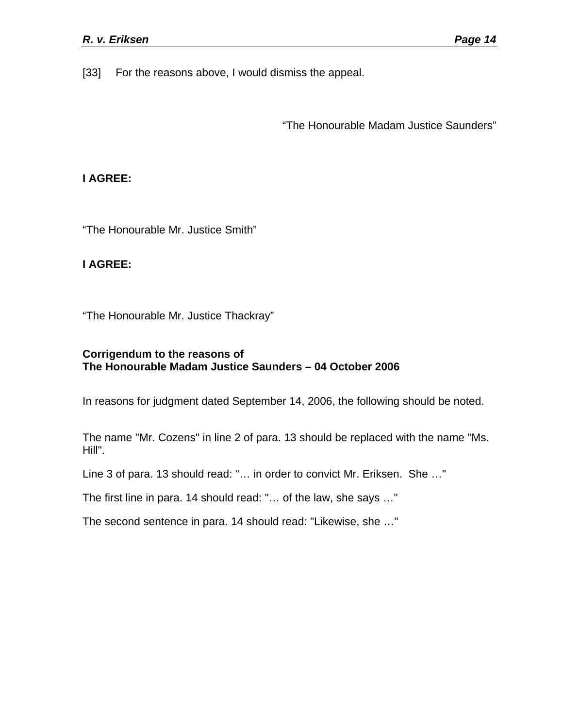[33] For the reasons above, I would dismiss the appeal.

"The Honourable Madam Justice Saunders"

**I AGREE:**

"The Honourable Mr. Justice Smith"

**I AGREE:**

"The Honourable Mr. Justice Thackray"

**Corrigendum to the reasons of**
**The Honourable Madam Justice Saunders – 04 October 2006**

In reasons for judgment dated September 14, 2006, the following should be noted.

The name "Mr. Cozens" in line 2 of para. 13 should be replaced with the name "Ms. Hill".

Line 3 of para. 13 should read: "… in order to convict Mr. Eriksen. She …"

The first line in para. 14 should read: "… of the law, she says …"

The second sentence in para. 14 should read: "Likewise, she …"